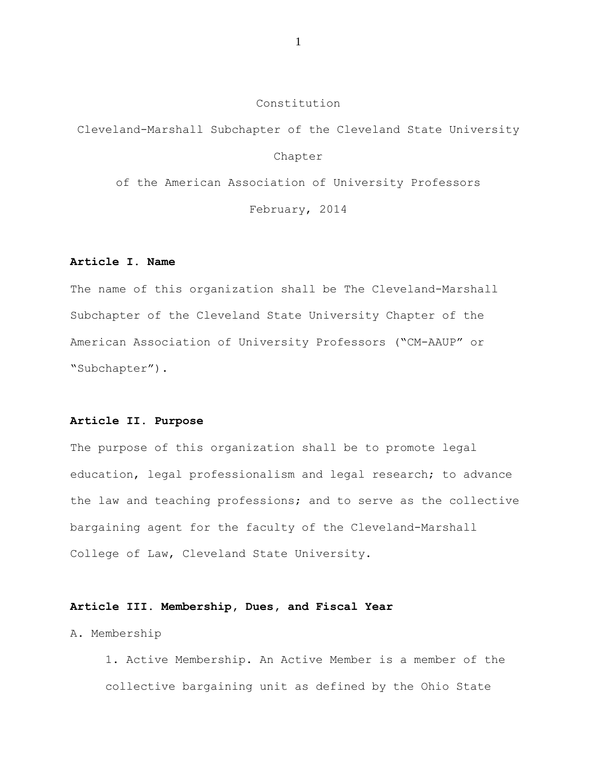# Constitution

## Cleveland-Marshall Subchapter of the Cleveland State University Chapter of the American Association of University Professors

February, 2014

**Article I. Name**

The name of this organization shall be The Cleveland-Marshall Subchapter of the Cleveland State University Chapter of the American Association of University Professors ("CM-AAUP" or "Subchapter").

**Article II. Purpose**

The purpose of this organization shall be to promote legal education, legal professionalism and legal research; to advance the law and teaching professions; and to serve as the collective bargaining agent for the faculty of the Cleveland-Marshall College of Law, Cleveland State University.

**Article III. Membership, Dues, and Fiscal Year**

A. Membership

1. Active Membership. An Active Member is a member of the collective bargaining unit as defined by the Ohio State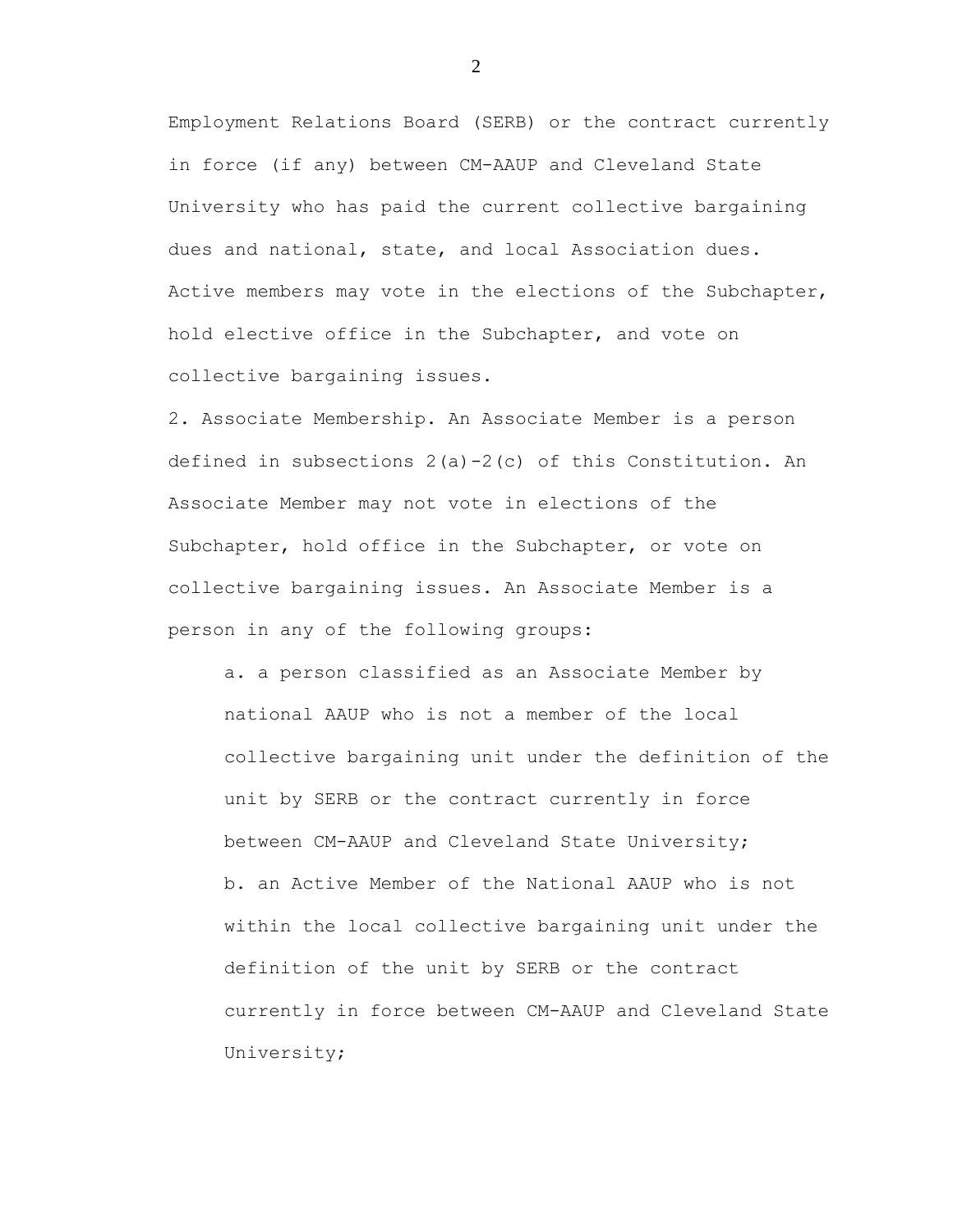Employment Relations Board (SERB) or the contract currently in force (if any) between CM-AAUP and Cleveland State University who has paid the current collective bargaining dues and national, state, and local Association dues. Active members may vote in the elections of the Subchapter, hold elective office in the Subchapter, and vote on collective bargaining issues.

2. Associate Membership. An Associate Member is a person defined in subsections 2(a)-2(c) of this Constitution. An Associate Member may not vote in elections of the Subchapter, hold office in the Subchapter, or vote on collective bargaining issues. An Associate Member is a person in any of the following groups:

   a. a person classified as an Associate Member by national AAUP who is not a member of the local collective bargaining unit under the definition of the unit by SERB or the contract currently in force between CM-AAUP and Cleveland State University;

   b. an Active Member of the National AAUP who is not within the local collective bargaining unit under the definition of the unit by SERB or the contract currently in force between CM-AAUP and Cleveland State University;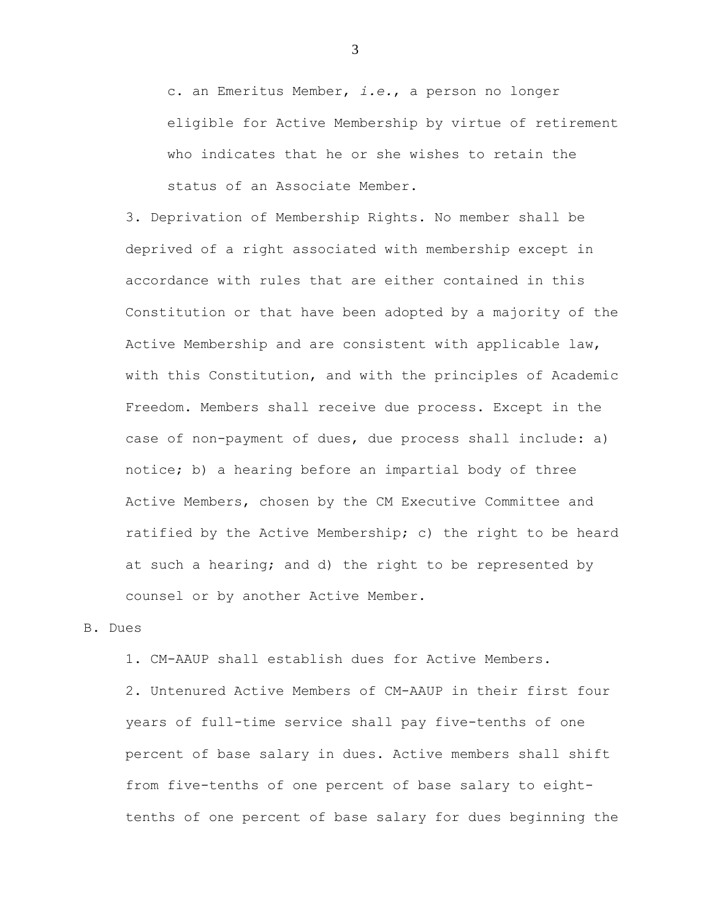c. an Emeritus Member, *i.e.*, a person no longer eligible for Active Membership by virtue of retirement who indicates that he or she wishes to retain the status of an Associate Member.

3. Deprivation of Membership Rights. No member shall be deprived of a right associated with membership except in accordance with rules that are either contained in this Constitution or that have been adopted by a majority of the Active Membership and are consistent with applicable law, with this Constitution, and with the principles of Academic Freedom. Members shall receive due process. Except in the case of non-payment of dues, due process shall include: a) notice; b) a hearing before an impartial body of three Active Members, chosen by the CM Executive Committee and ratified by the Active Membership; c) the right to be heard at such a hearing; and d) the right to be represented by counsel or by another Active Member.

B. Dues

1. CM-AAUP shall establish dues for Active Members.

2. Untenured Active Members of CM-AAUP in their first four years of full-time service shall pay five-tenths of one percent of base salary in dues. Active members shall shift from five-tenths of one percent of base salary to eight-tenths of one percent of base salary for dues beginning the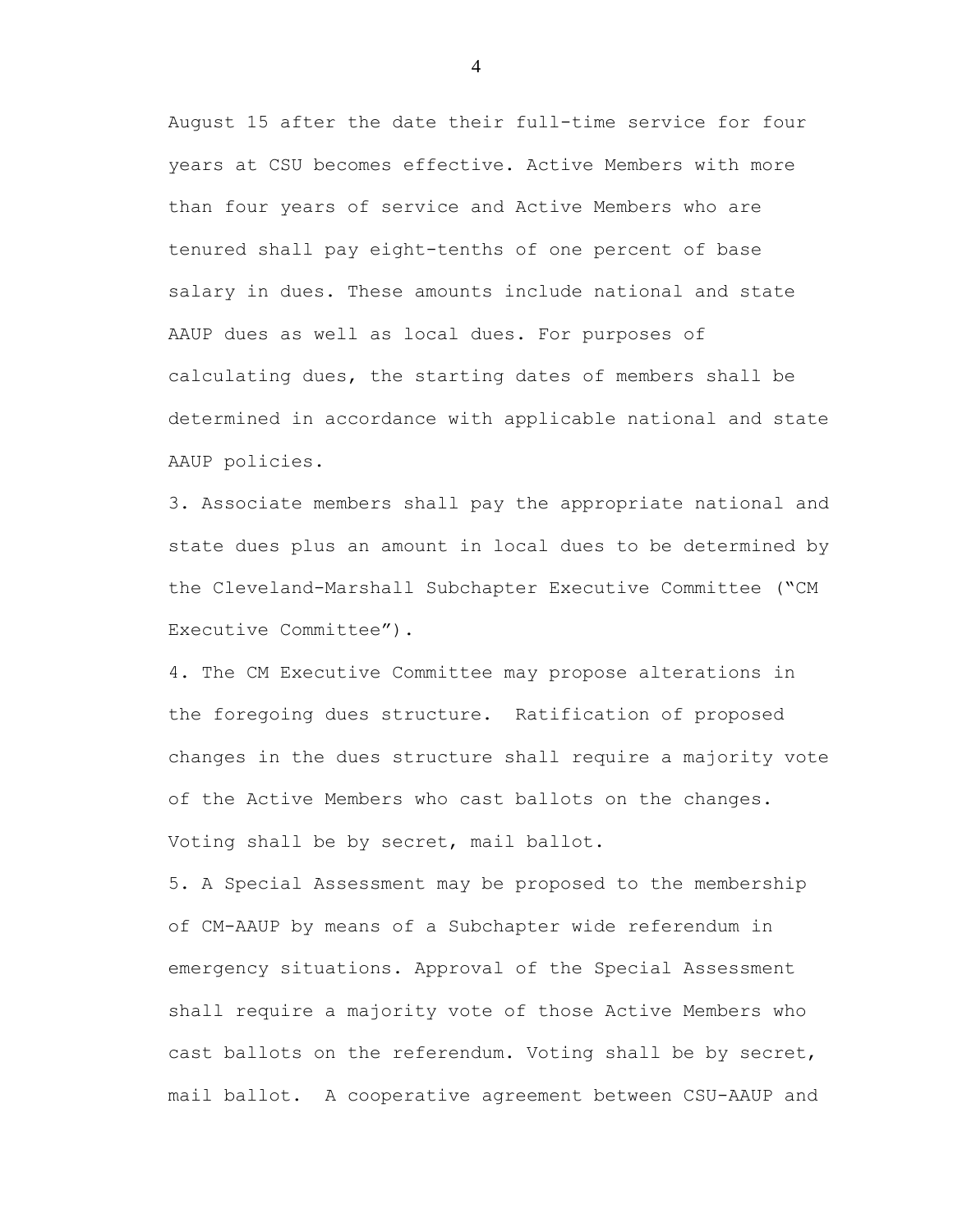August 15 after the date their full-time service for four years at CSU becomes effective. Active Members with more than four years of service and Active Members who are tenured shall pay eight-tenths of one percent of base salary in dues. These amounts include national and state AAUP dues as well as local dues. For purposes of calculating dues, the starting dates of members shall be determined in accordance with applicable national and state AAUP policies.

3. Associate members shall pay the appropriate national and state dues plus an amount in local dues to be determined by the Cleveland-Marshall Subchapter Executive Committee ("CM Executive Committee").

4. The CM Executive Committee may propose alterations in the foregoing dues structure. Ratification of proposed changes in the dues structure shall require a majority vote of the Active Members who cast ballots on the changes. Voting shall be by secret, mail ballot.

5. A Special Assessment may be proposed to the membership of CM-AAUP by means of a Subchapter wide referendum in emergency situations. Approval of the Special Assessment shall require a majority vote of those Active Members who cast ballots on the referendum. Voting shall be by secret, mail ballot. A cooperative agreement between CSU-AAUP and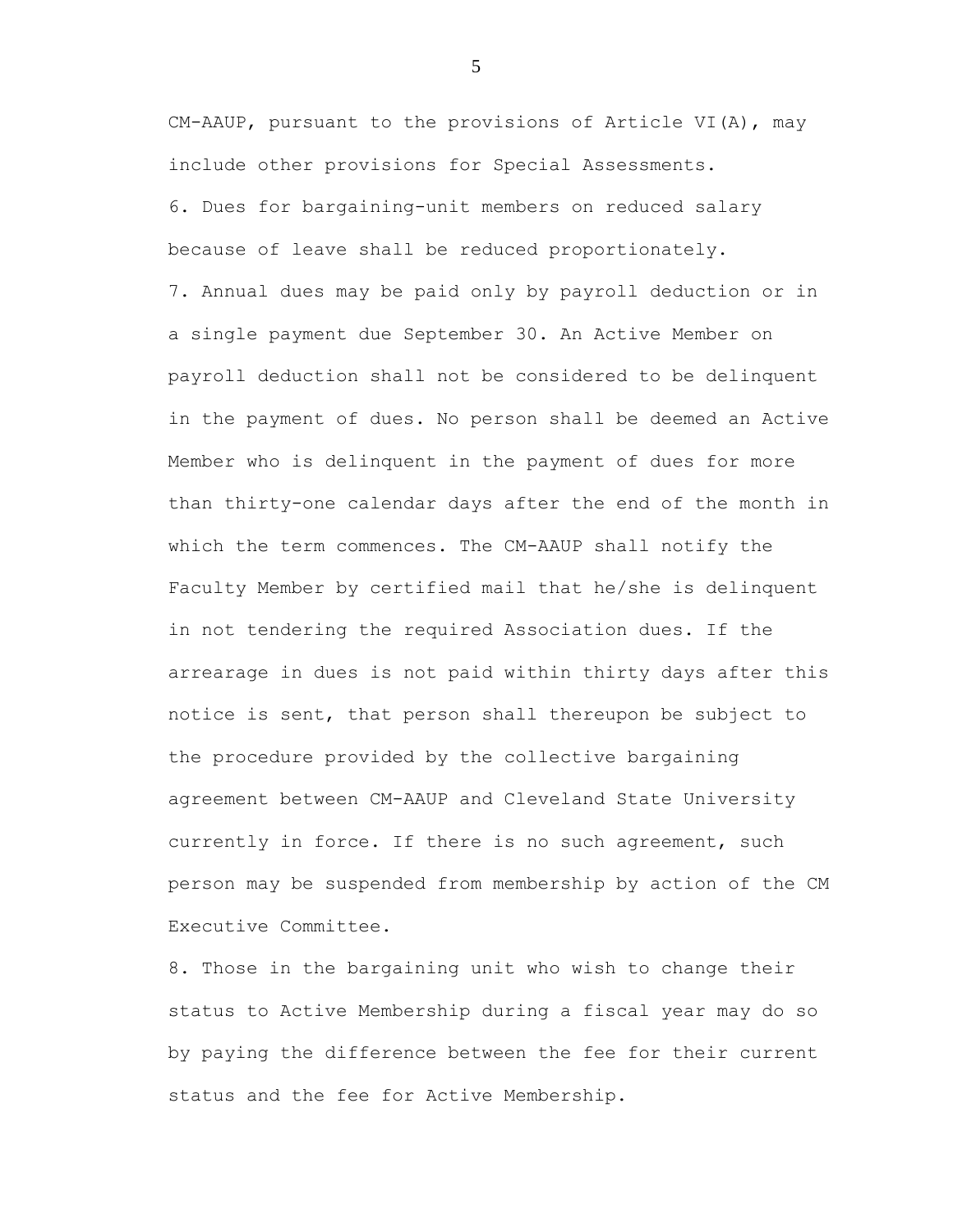CM-AAUP, pursuant to the provisions of Article VI(A), may include other provisions for Special Assessments.

6. Dues for bargaining-unit members on reduced salary because of leave shall be reduced proportionately.

7. Annual dues may be paid only by payroll deduction or in a single payment due September 30. An Active Member on payroll deduction shall not be considered to be delinquent in the payment of dues. No person shall be deemed an Active Member who is delinquent in the payment of dues for more than thirty-one calendar days after the end of the month in which the term commences. The CM-AAUP shall notify the Faculty Member by certified mail that he/she is delinquent in not tendering the required Association dues. If the arrearage in dues is not paid within thirty days after this notice is sent, that person shall thereupon be subject to the procedure provided by the collective bargaining agreement between CM-AAUP and Cleveland State University currently in force. If there is no such agreement, such person may be suspended from membership by action of the CM Executive Committee.

8. Those in the bargaining unit who wish to change their status to Active Membership during a fiscal year may do so by paying the difference between the fee for their current status and the fee for Active Membership.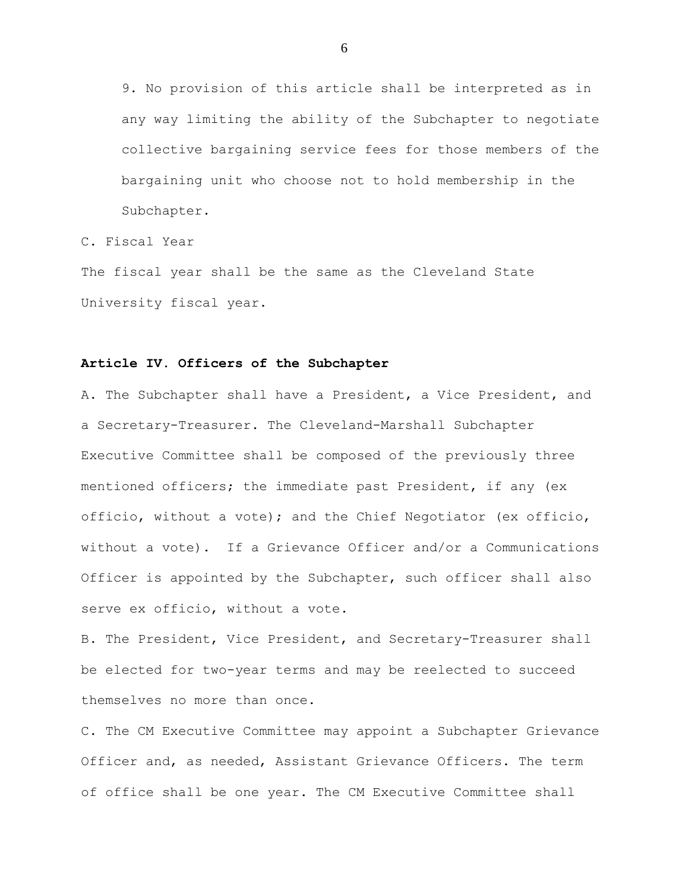9. No provision of this article shall be interpreted as in any way limiting the ability of the Subchapter to negotiate collective bargaining service fees for those members of the bargaining unit who choose not to hold membership in the Subchapter.

C. Fiscal Year

The fiscal year shall be the same as the Cleveland State University fiscal year.

**Article IV. Officers of the Subchapter**

A. The Subchapter shall have a President, a Vice President, and a Secretary-Treasurer. The Cleveland-Marshall Subchapter Executive Committee shall be composed of the previously three mentioned officers; the immediate past President, if any (ex officio, without a vote); and the Chief Negotiator (ex officio, without a vote). If a Grievance Officer and/or a Communications Officer is appointed by the Subchapter, such officer shall also serve ex officio, without a vote.

B. The President, Vice President, and Secretary-Treasurer shall be elected for two-year terms and may be reelected to succeed themselves no more than once.

C. The CM Executive Committee may appoint a Subchapter Grievance Officer and, as needed, Assistant Grievance Officers. The term of office shall be one year. The CM Executive Committee shall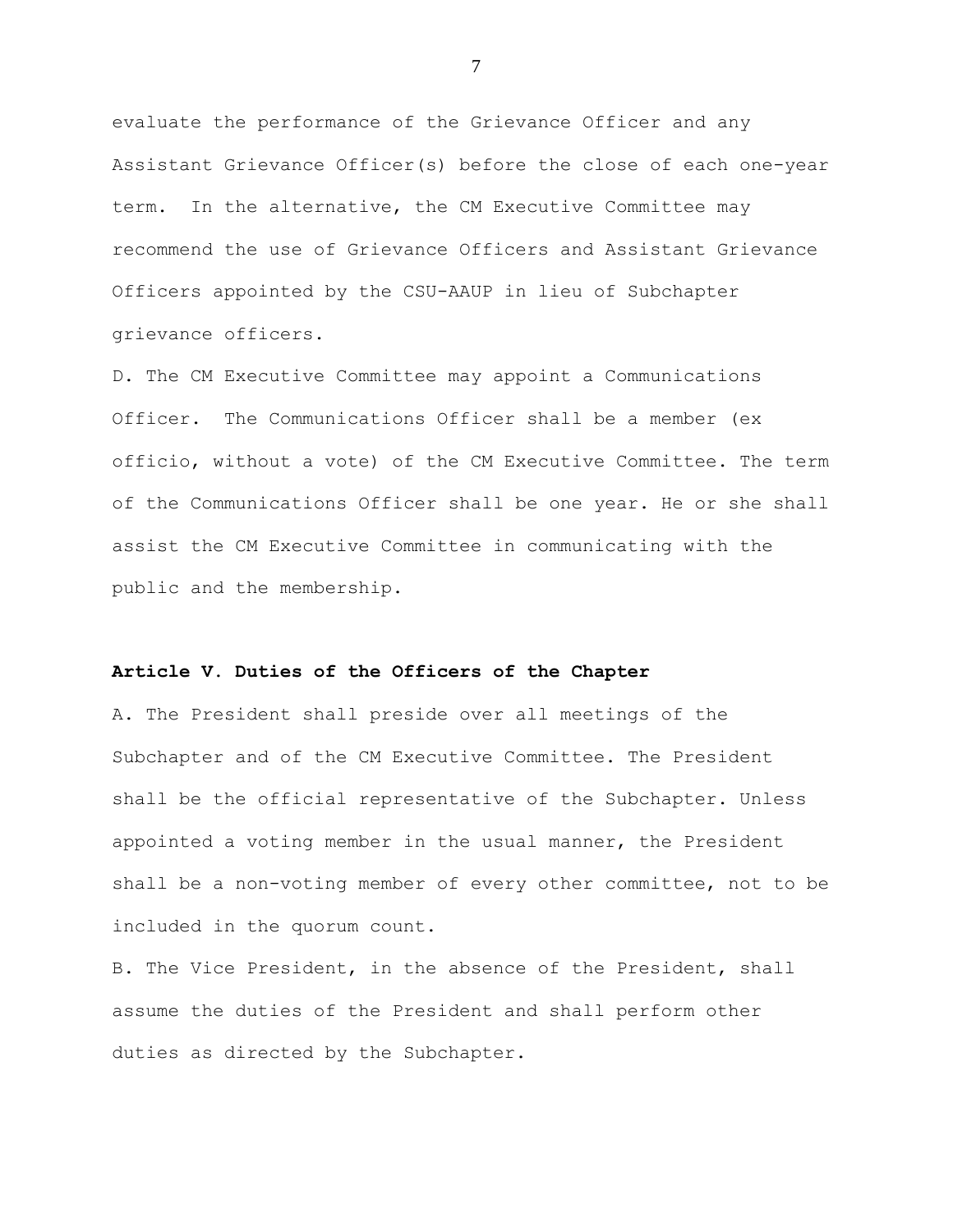evaluate the performance of the Grievance Officer and any Assistant Grievance Officer(s) before the close of each one-year term. In the alternative, the CM Executive Committee may recommend the use of Grievance Officers and Assistant Grievance Officers appointed by the CSU-AAUP in lieu of Subchapter grievance officers.

D. The CM Executive Committee may appoint a Communications Officer. The Communications Officer shall be a member (ex officio, without a vote) of the CM Executive Committee. The term of the Communications Officer shall be one year. He or she shall assist the CM Executive Committee in communicating with the public and the membership.

## Article V. Duties of the Officers of the Chapter

A. The President shall preside over all meetings of the Subchapter and of the CM Executive Committee. The President shall be the official representative of the Subchapter. Unless appointed a voting member in the usual manner, the President shall be a non-voting member of every other committee, not to be included in the quorum count.

B. The Vice President, in the absence of the President, shall assume the duties of the President and shall perform other duties as directed by the Subchapter.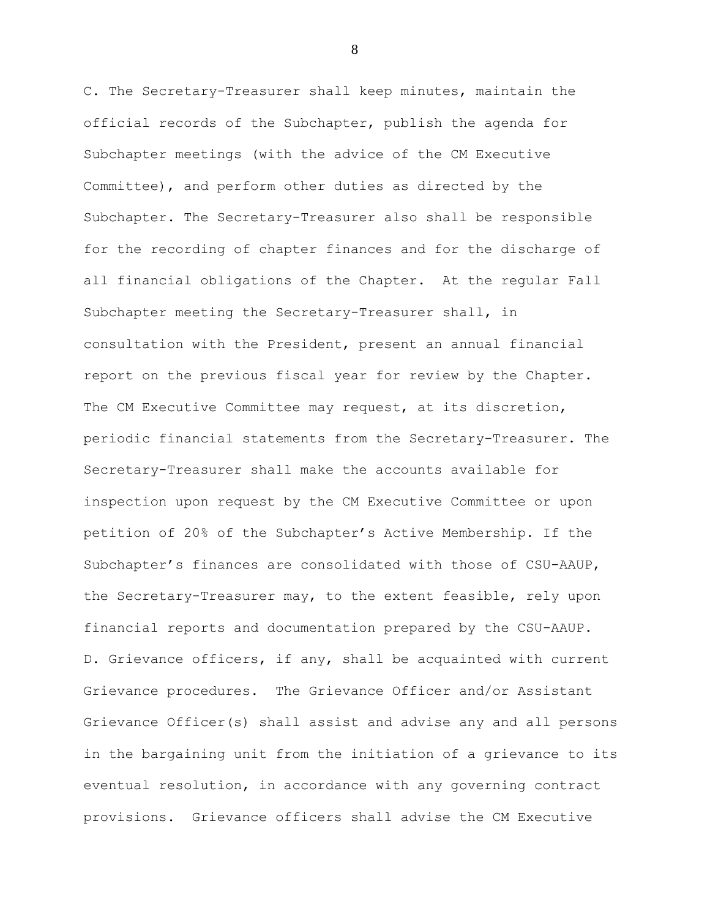C. The Secretary-Treasurer shall keep minutes, maintain the official records of the Subchapter, publish the agenda for Subchapter meetings (with the advice of the CM Executive Committee), and perform other duties as directed by the Subchapter. The Secretary-Treasurer also shall be responsible for the recording of chapter finances and for the discharge of all financial obligations of the Chapter. At the regular Fall Subchapter meeting the Secretary-Treasurer shall, in consultation with the President, present an annual financial report on the previous fiscal year for review by the Chapter. The CM Executive Committee may request, at its discretion, periodic financial statements from the Secretary-Treasurer. The Secretary-Treasurer shall make the accounts available for inspection upon request by the CM Executive Committee or upon petition of 20% of the Subchapter's Active Membership. If the Subchapter's finances are consolidated with those of CSU-AAUP, the Secretary-Treasurer may, to the extent feasible, rely upon financial reports and documentation prepared by the CSU-AAUP.

D. Grievance officers, if any, shall be acquainted with current Grievance procedures. The Grievance Officer and/or Assistant Grievance Officer(s) shall assist and advise any and all persons in the bargaining unit from the initiation of a grievance to its eventual resolution, in accordance with any governing contract provisions. Grievance officers shall advise the CM Executive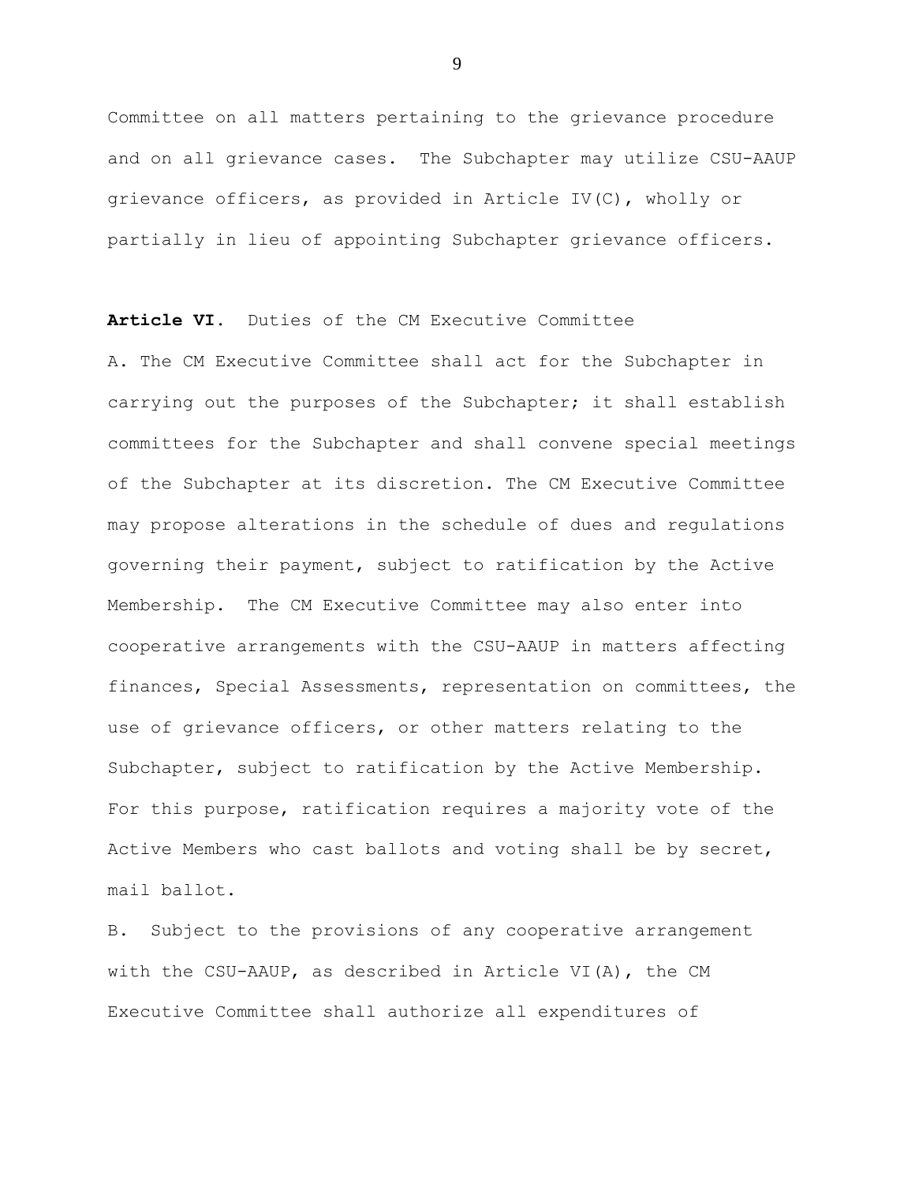Committee on all matters pertaining to the grievance procedure and on all grievance cases. The Subchapter may utilize CSU-AAUP grievance officers, as provided in Article IV(C), wholly or partially in lieu of appointing Subchapter grievance officers.

**Article VI.** Duties of the CM Executive Committee

A. The CM Executive Committee shall act for the Subchapter in carrying out the purposes of the Subchapter; it shall establish committees for the Subchapter and shall convene special meetings of the Subchapter at its discretion. The CM Executive Committee may propose alterations in the schedule of dues and regulations governing their payment, subject to ratification by the Active Membership. The CM Executive Committee may also enter into cooperative arrangements with the CSU-AAUP in matters affecting finances, Special Assessments, representation on committees, the use of grievance officers, or other matters relating to the Subchapter, subject to ratification by the Active Membership. For this purpose, ratification requires a majority vote of the Active Members who cast ballots and voting shall be by secret, mail ballot.

B. Subject to the provisions of any cooperative arrangement with the CSU-AAUP, as described in Article VI(A), the CM Executive Committee shall authorize all expenditures of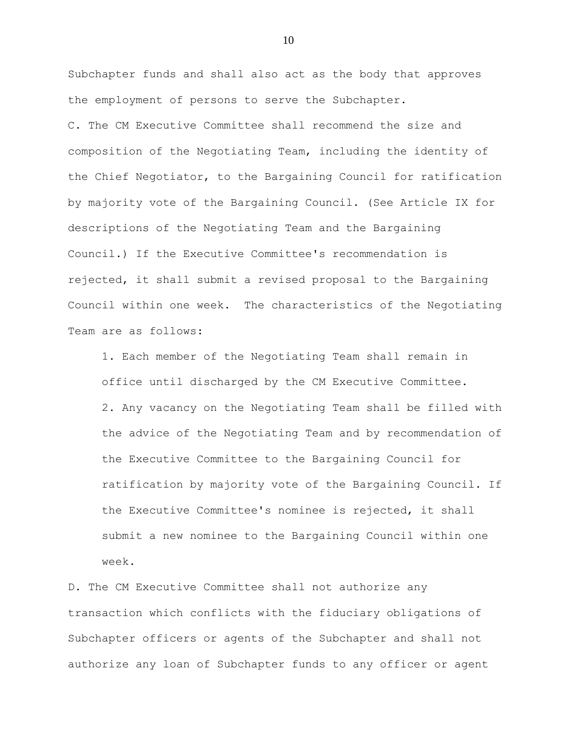Subchapter funds and shall also act as the body that approves the employment of persons to serve the Subchapter.

C. The CM Executive Committee shall recommend the size and composition of the Negotiating Team, including the identity of the Chief Negotiator, to the Bargaining Council for ratification by majority vote of the Bargaining Council. (See Article IX for descriptions of the Negotiating Team and the Bargaining Council.) If the Executive Committee's recommendation is rejected, it shall submit a revised proposal to the Bargaining Council within one week. The characteristics of the Negotiating Team are as follows:

1. Each member of the Negotiating Team shall remain in office until discharged by the CM Executive Committee.
2. Any vacancy on the Negotiating Team shall be filled with the advice of the Negotiating Team and by recommendation of the Executive Committee to the Bargaining Council for ratification by majority vote of the Bargaining Council. If the Executive Committee's nominee is rejected, it shall submit a new nominee to the Bargaining Council within one week.

D. The CM Executive Committee shall not authorize any transaction which conflicts with the fiduciary obligations of Subchapter officers or agents of the Subchapter and shall not authorize any loan of Subchapter funds to any officer or agent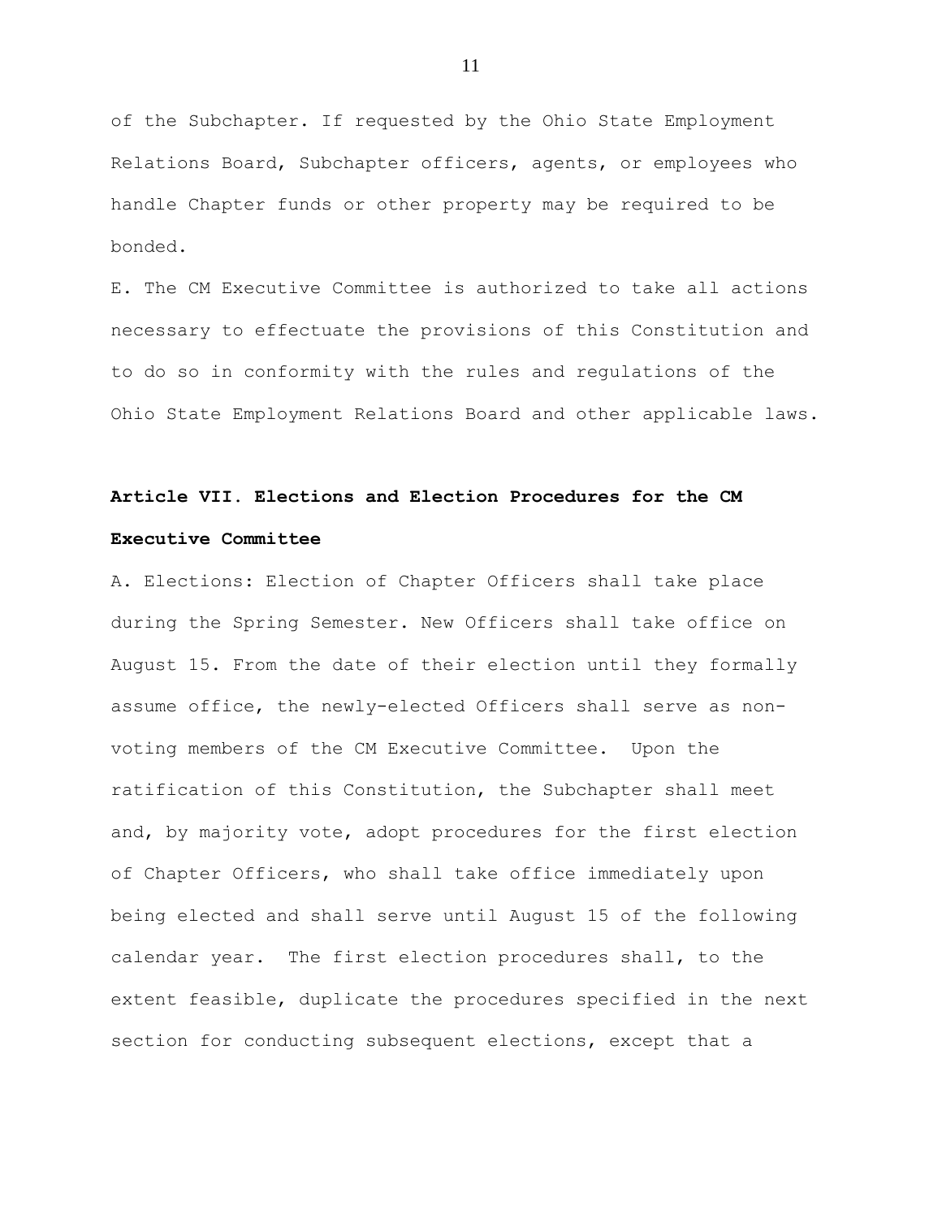of the Subchapter. If requested by the Ohio State Employment Relations Board, Subchapter officers, agents, or employees who handle Chapter funds or other property may be required to be bonded.

E. The CM Executive Committee is authorized to take all actions necessary to effectuate the provisions of this Constitution and to do so in conformity with the rules and regulations of the Ohio State Employment Relations Board and other applicable laws.

## Article VII. Elections and Election Procedures for the CM Executive Committee

A. Elections: Election of Chapter Officers shall take place during the Spring Semester. New Officers shall take office on August 15. From the date of their election until they formally assume office, the newly-elected Officers shall serve as non-voting members of the CM Executive Committee. Upon the ratification of this Constitution, the Subchapter shall meet and, by majority vote, adopt procedures for the first election of Chapter Officers, who shall take office immediately upon being elected and shall serve until August 15 of the following calendar year. The first election procedures shall, to the extent feasible, duplicate the procedures specified in the next section for conducting subsequent elections, except that a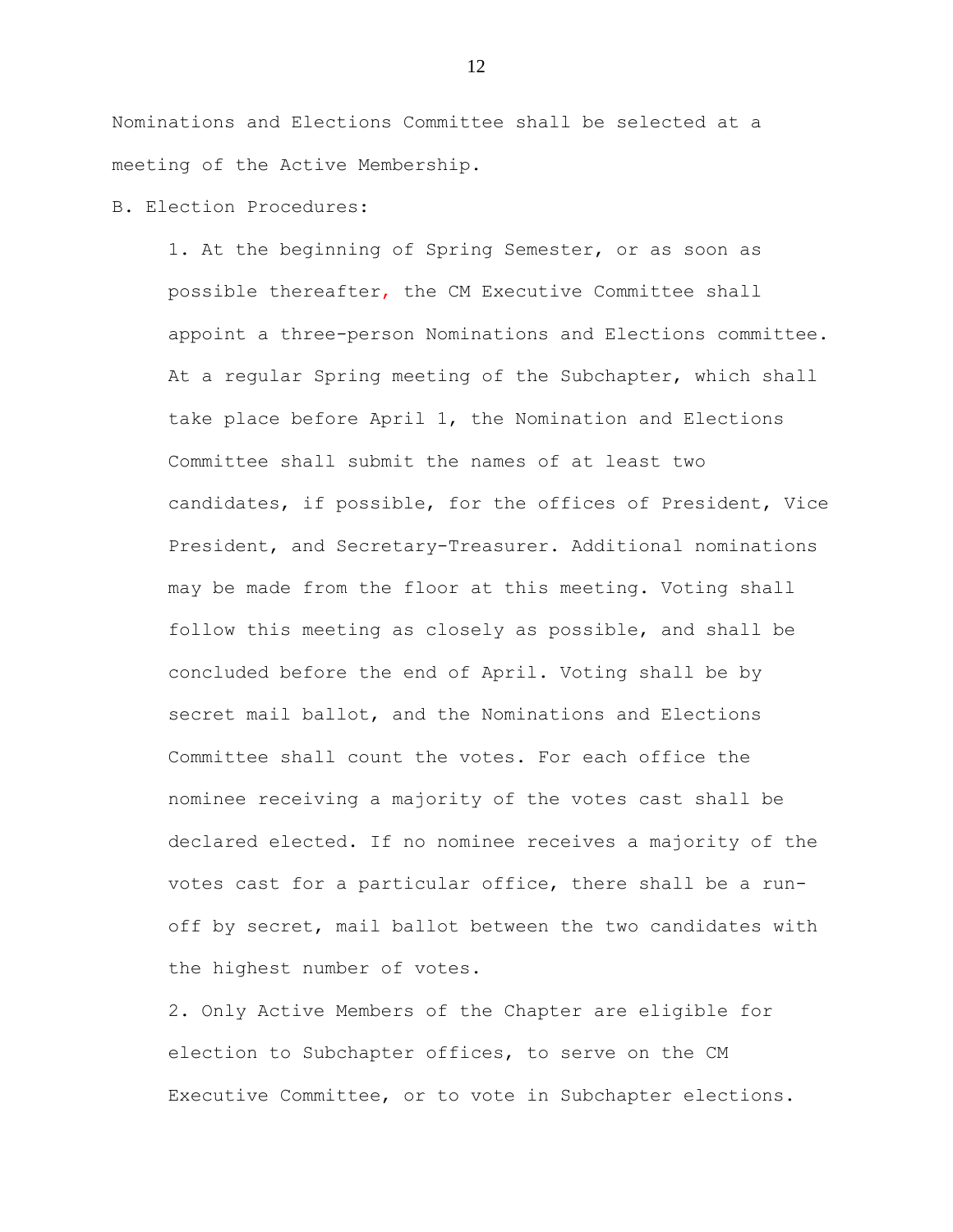Nominations and Elections Committee shall be selected at a meeting of the Active Membership.

B. Election Procedures:

1. At the beginning of Spring Semester, or as soon as possible thereafter, the CM Executive Committee shall appoint a three-person Nominations and Elections committee. At a regular Spring meeting of the Subchapter, which shall take place before April 1, the Nomination and Elections Committee shall submit the names of at least two candidates, if possible, for the offices of President, Vice President, and Secretary-Treasurer. Additional nominations may be made from the floor at this meeting. Voting shall follow this meeting as closely as possible, and shall be concluded before the end of April. Voting shall be by secret mail ballot, and the Nominations and Elections Committee shall count the votes. For each office the nominee receiving a majority of the votes cast shall be declared elected. If no nominee receives a majority of the votes cast for a particular office, there shall be a run-off by secret, mail ballot between the two candidates with the highest number of votes.

2. Only Active Members of the Chapter are eligible for election to Subchapter offices, to serve on the CM Executive Committee, or to vote in Subchapter elections.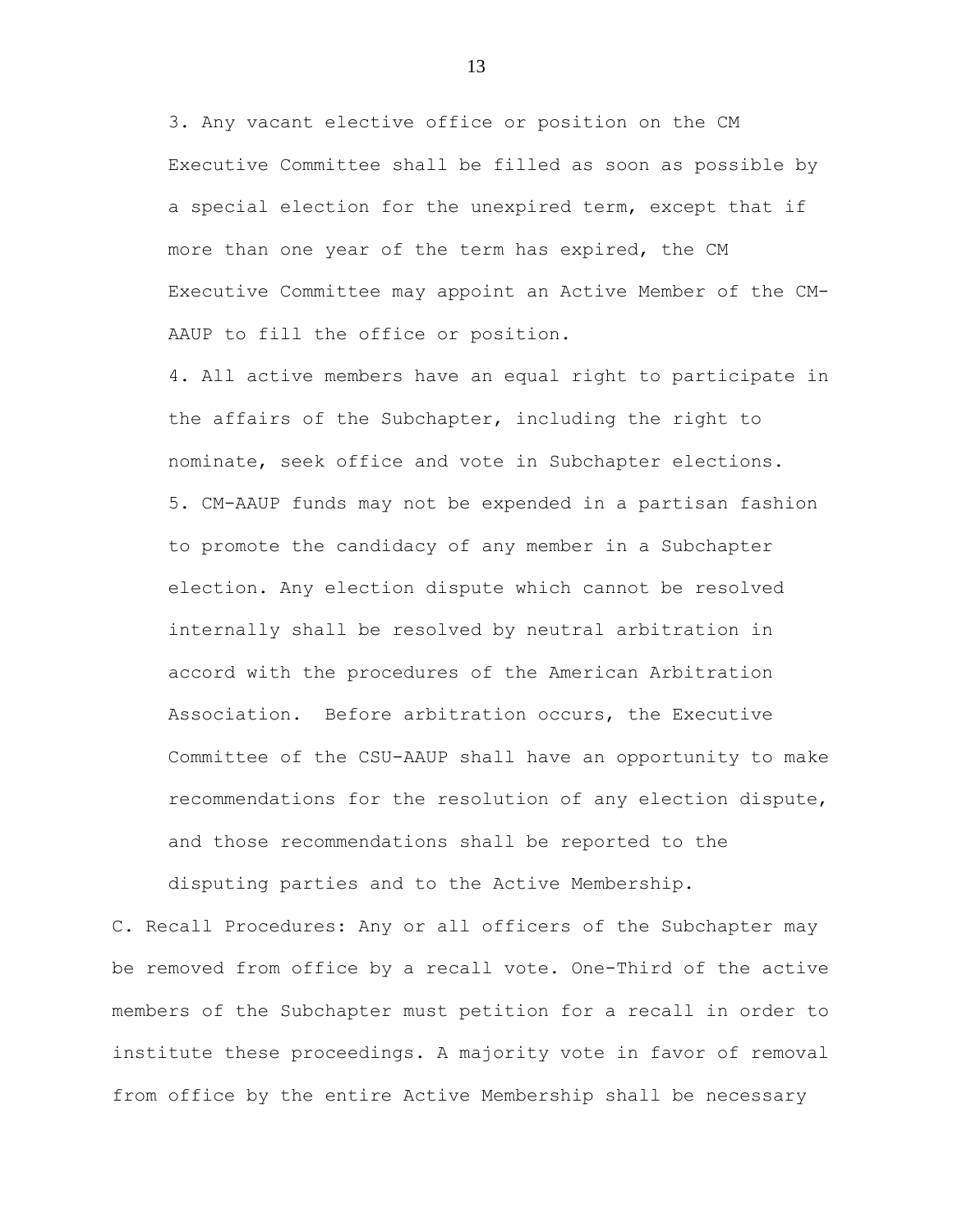3. Any vacant elective office or position on the CM Executive Committee shall be filled as soon as possible by a special election for the unexpired term, except that if more than one year of the term has expired, the CM Executive Committee may appoint an Active Member of the CM-AAUP to fill the office or position.

4. All active members have an equal right to participate in the affairs of the Subchapter, including the right to nominate, seek office and vote in Subchapter elections.

5. CM-AAUP funds may not be expended in a partisan fashion to promote the candidacy of any member in a Subchapter election. Any election dispute which cannot be resolved internally shall be resolved by neutral arbitration in accord with the procedures of the American Arbitration Association. Before arbitration occurs, the Executive Committee of the CSU-AAUP shall have an opportunity to make recommendations for the resolution of any election dispute, and those recommendations shall be reported to the disputing parties and to the Active Membership.

C. Recall Procedures: Any or all officers of the Subchapter may be removed from office by a recall vote. One-Third of the active members of the Subchapter must petition for a recall in order to institute these proceedings. A majority vote in favor of removal from office by the entire Active Membership shall be necessary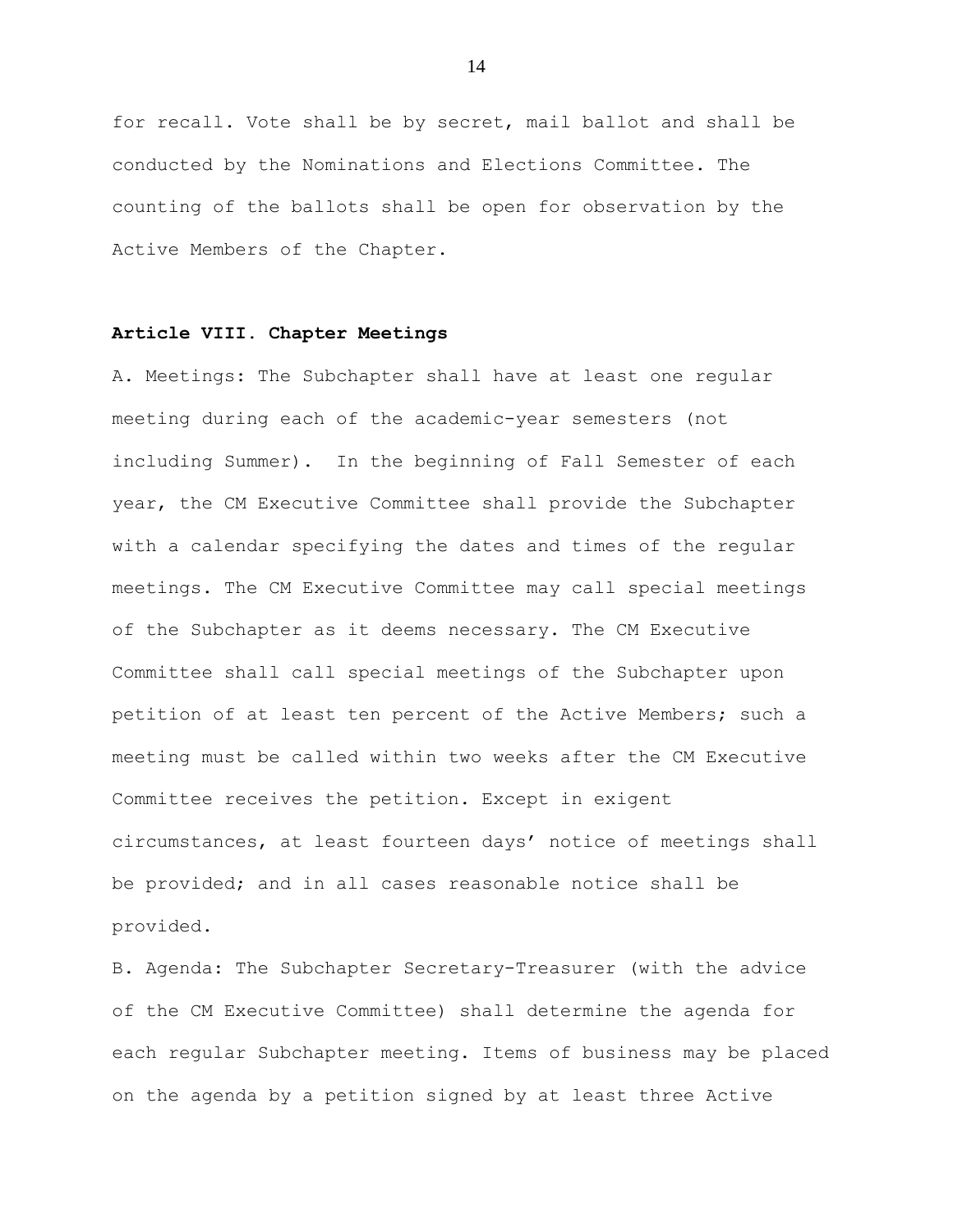for recall. Vote shall be by secret, mail ballot and shall be conducted by the Nominations and Elections Committee. The counting of the ballots shall be open for observation by the Active Members of the Chapter.

**Article VIII. Chapter Meetings**

A. Meetings: The Subchapter shall have at least one regular meeting during each of the academic-year semesters (not including Summer). In the beginning of Fall Semester of each year, the CM Executive Committee shall provide the Subchapter with a calendar specifying the dates and times of the regular meetings. The CM Executive Committee may call special meetings of the Subchapter as it deems necessary. The CM Executive Committee shall call special meetings of the Subchapter upon petition of at least ten percent of the Active Members; such a meeting must be called within two weeks after the CM Executive Committee receives the petition. Except in exigent circumstances, at least fourteen days' notice of meetings shall be provided; and in all cases reasonable notice shall be provided.

B. Agenda: The Subchapter Secretary-Treasurer (with the advice of the CM Executive Committee) shall determine the agenda for each regular Subchapter meeting. Items of business may be placed on the agenda by a petition signed by at least three Active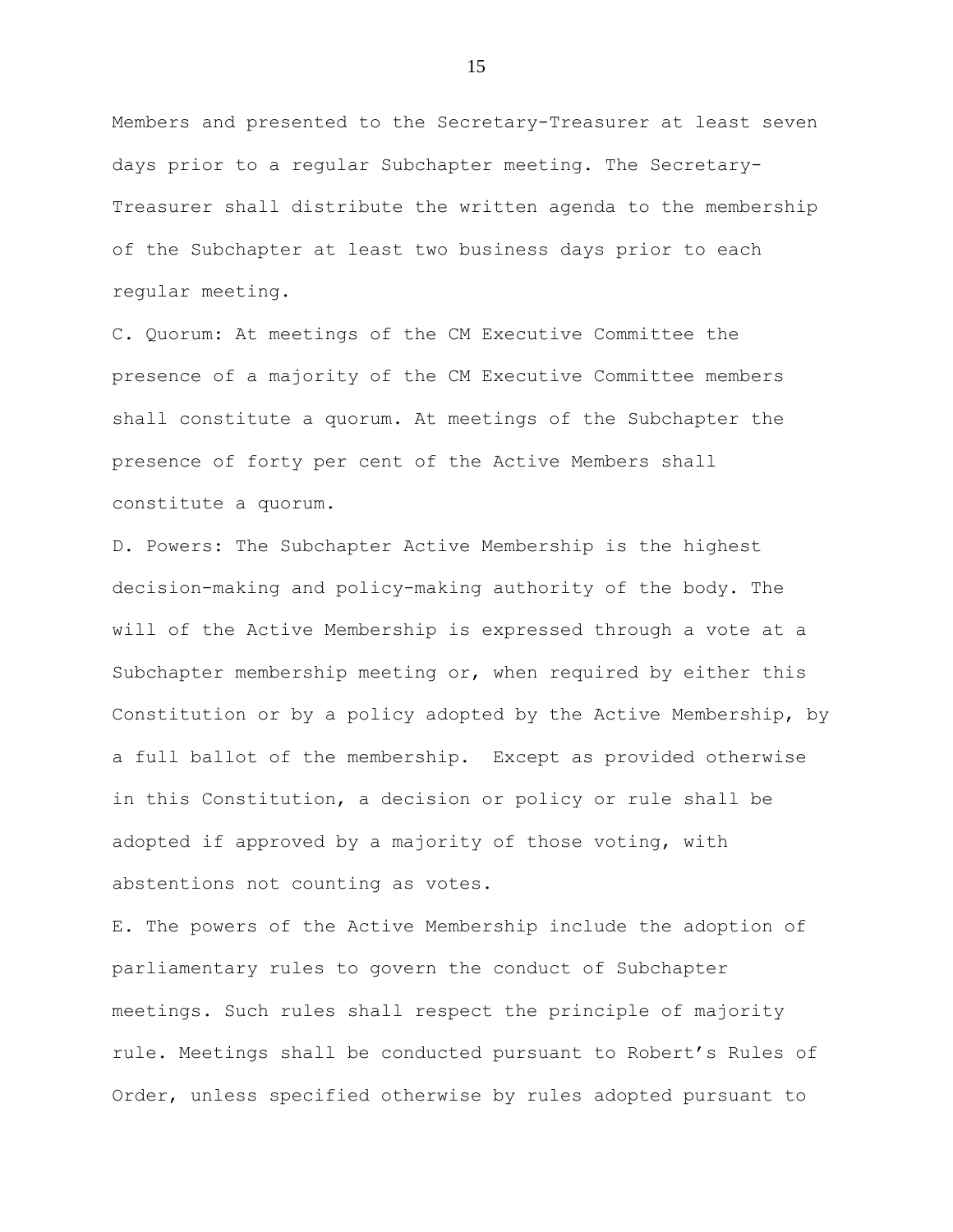Members and presented to the Secretary-Treasurer at least seven days prior to a regular Subchapter meeting. The Secretary-Treasurer shall distribute the written agenda to the membership of the Subchapter at least two business days prior to each regular meeting.

C. Quorum: At meetings of the CM Executive Committee the presence of a majority of the CM Executive Committee members shall constitute a quorum. At meetings of the Subchapter the presence of forty per cent of the Active Members shall constitute a quorum.

D. Powers: The Subchapter Active Membership is the highest decision-making and policy-making authority of the body. The will of the Active Membership is expressed through a vote at a Subchapter membership meeting or, when required by either this Constitution or by a policy adopted by the Active Membership, by a full ballot of the membership. Except as provided otherwise in this Constitution, a decision or policy or rule shall be adopted if approved by a majority of those voting, with abstentions not counting as votes.

E. The powers of the Active Membership include the adoption of parliamentary rules to govern the conduct of Subchapter meetings. Such rules shall respect the principle of majority rule. Meetings shall be conducted pursuant to Robert's Rules of Order, unless specified otherwise by rules adopted pursuant to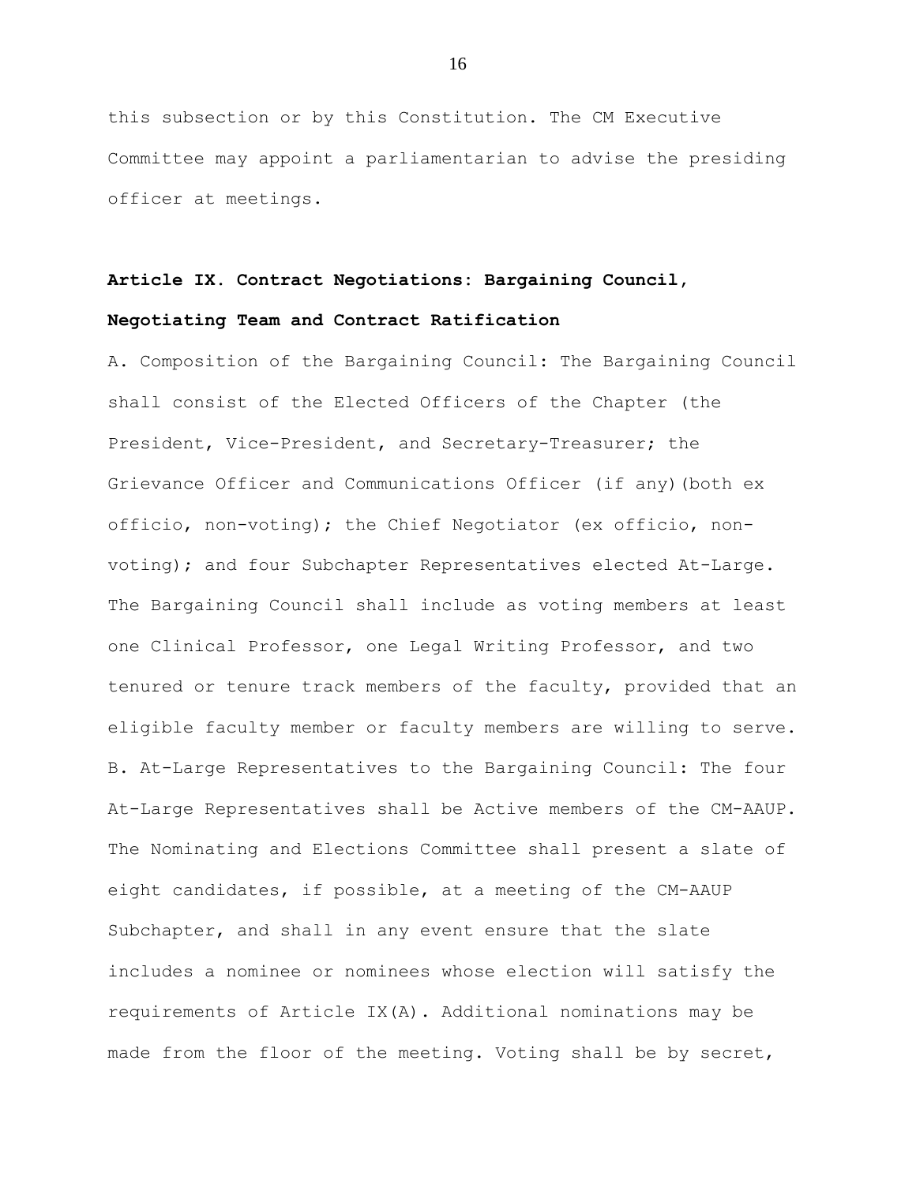this subsection or by this Constitution. The CM Executive Committee may appoint a parliamentarian to advise the presiding officer at meetings.

**Article IX. Contract Negotiations: Bargaining Council, Negotiating Team and Contract Ratification**

A. Composition of the Bargaining Council: The Bargaining Council shall consist of the Elected Officers of the Chapter (the President, Vice-President, and Secretary-Treasurer; the Grievance Officer and Communications Officer (if any)(both ex officio, non-voting); the Chief Negotiator (ex officio, non-voting); and four Subchapter Representatives elected At-Large. The Bargaining Council shall include as voting members at least one Clinical Professor, one Legal Writing Professor, and two tenured or tenure track members of the faculty, provided that an eligible faculty member or faculty members are willing to serve.

B. At-Large Representatives to the Bargaining Council: The four At-Large Representatives shall be Active members of the CM-AAUP. The Nominating and Elections Committee shall present a slate of eight candidates, if possible, at a meeting of the CM-AAUP Subchapter, and shall in any event ensure that the slate includes a nominee or nominees whose election will satisfy the requirements of Article IX(A). Additional nominations may be made from the floor of the meeting. Voting shall be by secret,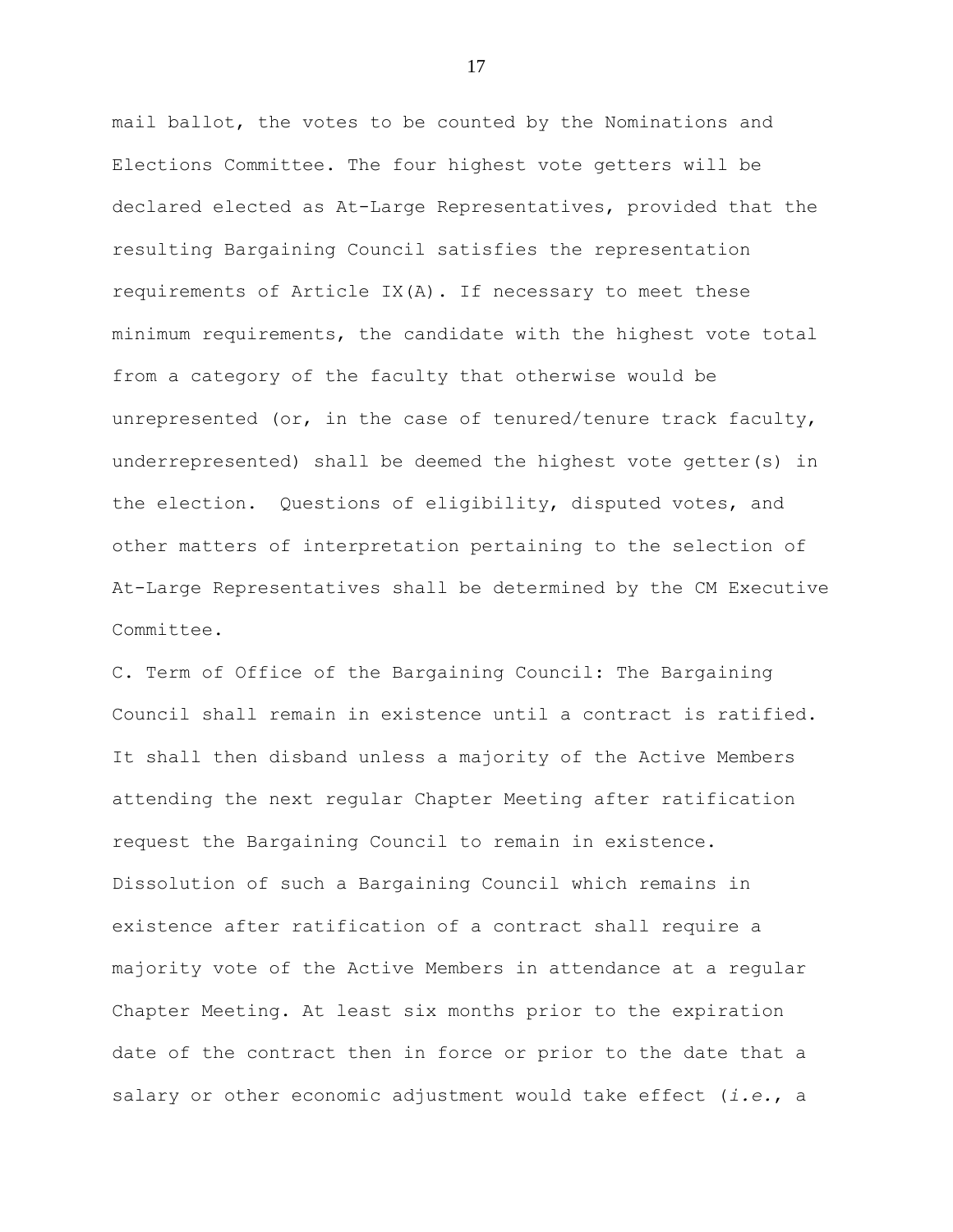mail ballot, the votes to be counted by the Nominations and Elections Committee. The four highest vote getters will be declared elected as At-Large Representatives, provided that the resulting Bargaining Council satisfies the representation requirements of Article IX(A). If necessary to meet these minimum requirements, the candidate with the highest vote total from a category of the faculty that otherwise would be unrepresented (or, in the case of tenured/tenure track faculty, underrepresented) shall be deemed the highest vote getter(s) in the election. Questions of eligibility, disputed votes, and other matters of interpretation pertaining to the selection of At-Large Representatives shall be determined by the CM Executive Committee.

C. Term of Office of the Bargaining Council: The Bargaining Council shall remain in existence until a contract is ratified. It shall then disband unless a majority of the Active Members attending the next regular Chapter Meeting after ratification request the Bargaining Council to remain in existence. Dissolution of such a Bargaining Council which remains in existence after ratification of a contract shall require a majority vote of the Active Members in attendance at a regular Chapter Meeting. At least six months prior to the expiration date of the contract then in force or prior to the date that a salary or other economic adjustment would take effect (*i.e.*, a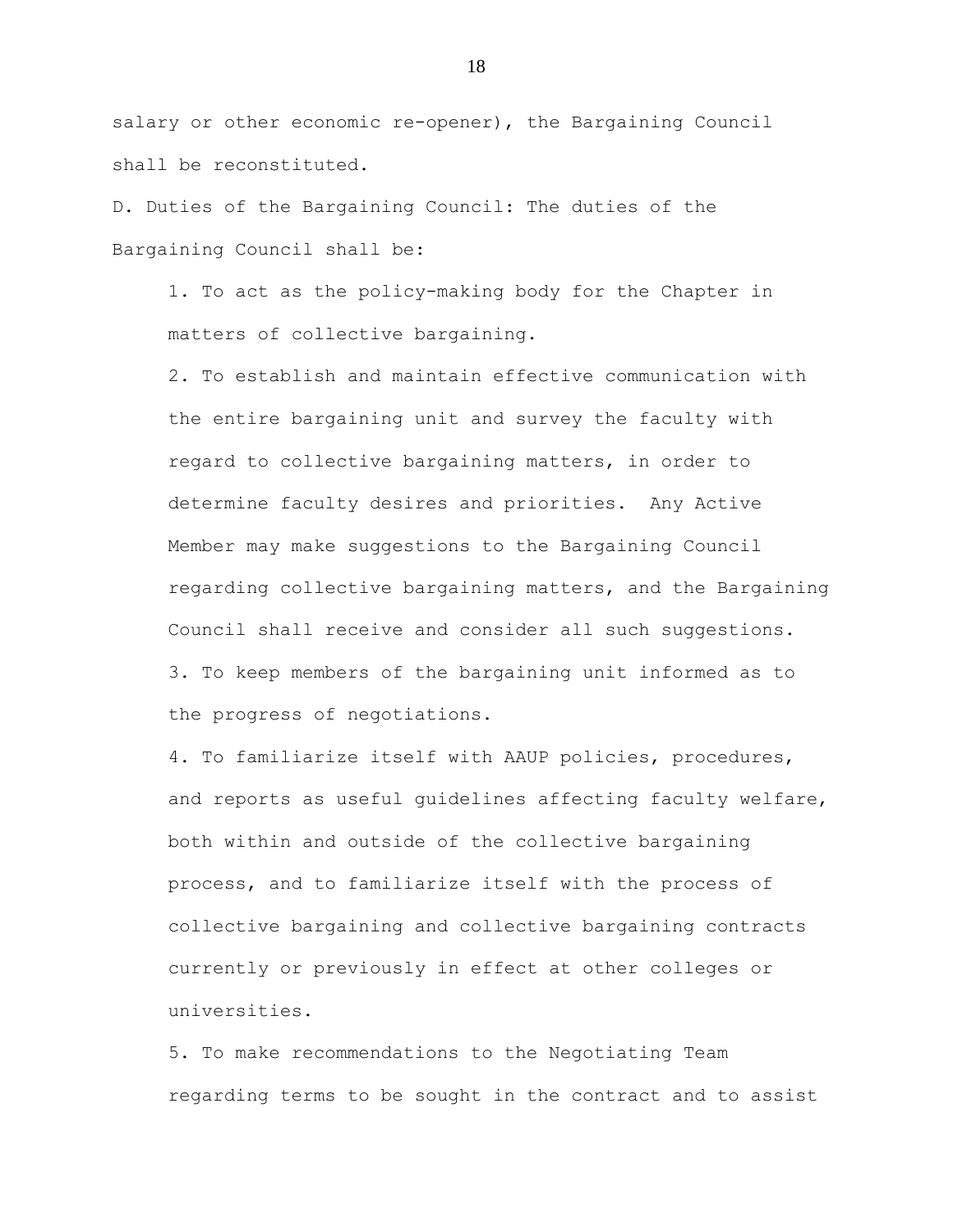salary or other economic re-opener), the Bargaining Council shall be reconstituted.

D. Duties of the Bargaining Council: The duties of the Bargaining Council shall be:

1. To act as the policy-making body for the Chapter in matters of collective bargaining.
2. To establish and maintain effective communication with the entire bargaining unit and survey the faculty with regard to collective bargaining matters, in order to determine faculty desires and priorities. Any Active Member may make suggestions to the Bargaining Council regarding collective bargaining matters, and the Bargaining Council shall receive and consider all such suggestions.
3. To keep members of the bargaining unit informed as to the progress of negotiations.
4. To familiarize itself with AAUP policies, procedures, and reports as useful guidelines affecting faculty welfare, both within and outside of the collective bargaining process, and to familiarize itself with the process of collective bargaining and collective bargaining contracts currently or previously in effect at other colleges or universities.
5. To make recommendations to the Negotiating Team regarding terms to be sought in the contract and to assist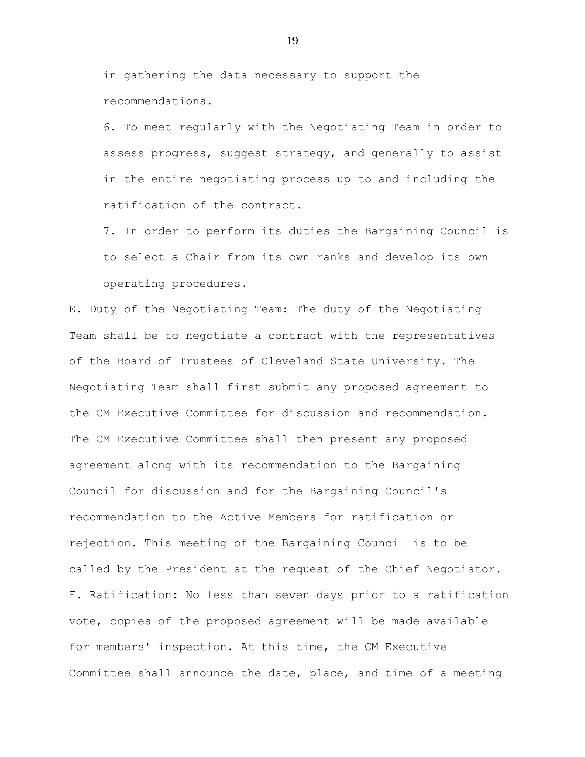in gathering the data necessary to support the recommendations.

6. To meet regularly with the Negotiating Team in order to assess progress, suggest strategy, and generally to assist in the entire negotiating process up to and including the ratification of the contract.

7. In order to perform its duties the Bargaining Council is to select a Chair from its own ranks and develop its own operating procedures.

E. Duty of the Negotiating Team: The duty of the Negotiating Team shall be to negotiate a contract with the representatives of the Board of Trustees of Cleveland State University. The Negotiating Team shall first submit any proposed agreement to the CM Executive Committee for discussion and recommendation. The CM Executive Committee shall then present any proposed agreement along with its recommendation to the Bargaining Council for discussion and for the Bargaining Council's recommendation to the Active Members for ratification or rejection. This meeting of the Bargaining Council is to be called by the President at the request of the Chief Negotiator.

F. Ratification: No less than seven days prior to a ratification vote, copies of the proposed agreement will be made available for members' inspection. At this time, the CM Executive Committee shall announce the date, place, and time of a meeting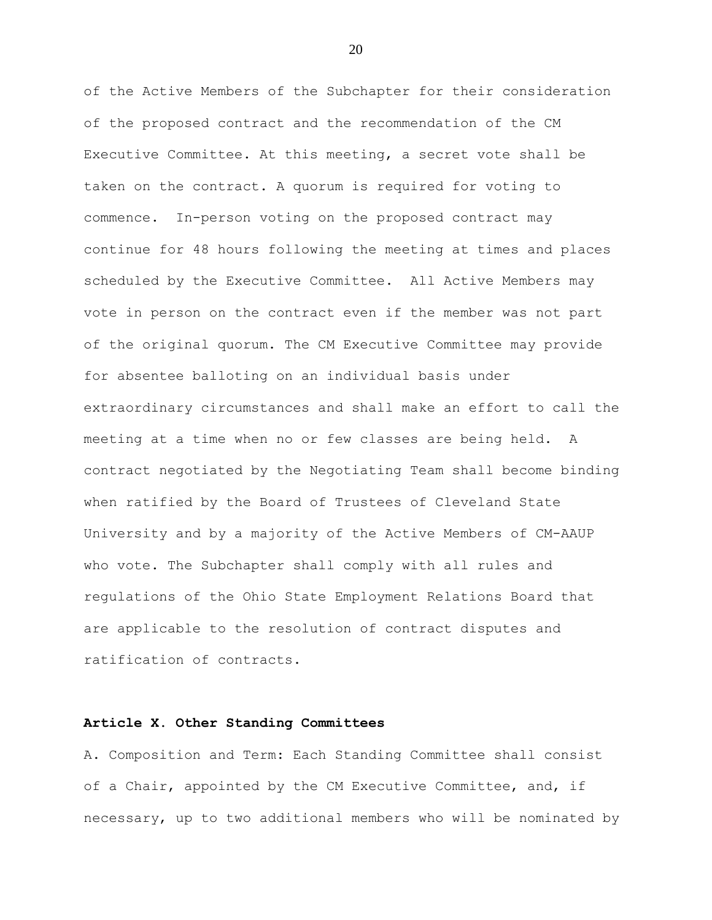of the Active Members of the Subchapter for their consideration of the proposed contract and the recommendation of the CM Executive Committee. At this meeting, a secret vote shall be taken on the contract. A quorum is required for voting to commence. In-person voting on the proposed contract may continue for 48 hours following the meeting at times and places scheduled by the Executive Committee. All Active Members may vote in person on the contract even if the member was not part of the original quorum. The CM Executive Committee may provide for absentee balloting on an individual basis under extraordinary circumstances and shall make an effort to call the meeting at a time when no or few classes are being held. A contract negotiated by the Negotiating Team shall become binding when ratified by the Board of Trustees of Cleveland State University and by a majority of the Active Members of CM-AAUP who vote. The Subchapter shall comply with all rules and regulations of the Ohio State Employment Relations Board that are applicable to the resolution of contract disputes and ratification of contracts.

**Article X. Other Standing Committees**

A. Composition and Term: Each Standing Committee shall consist of a Chair, appointed by the CM Executive Committee, and, if necessary, up to two additional members who will be nominated by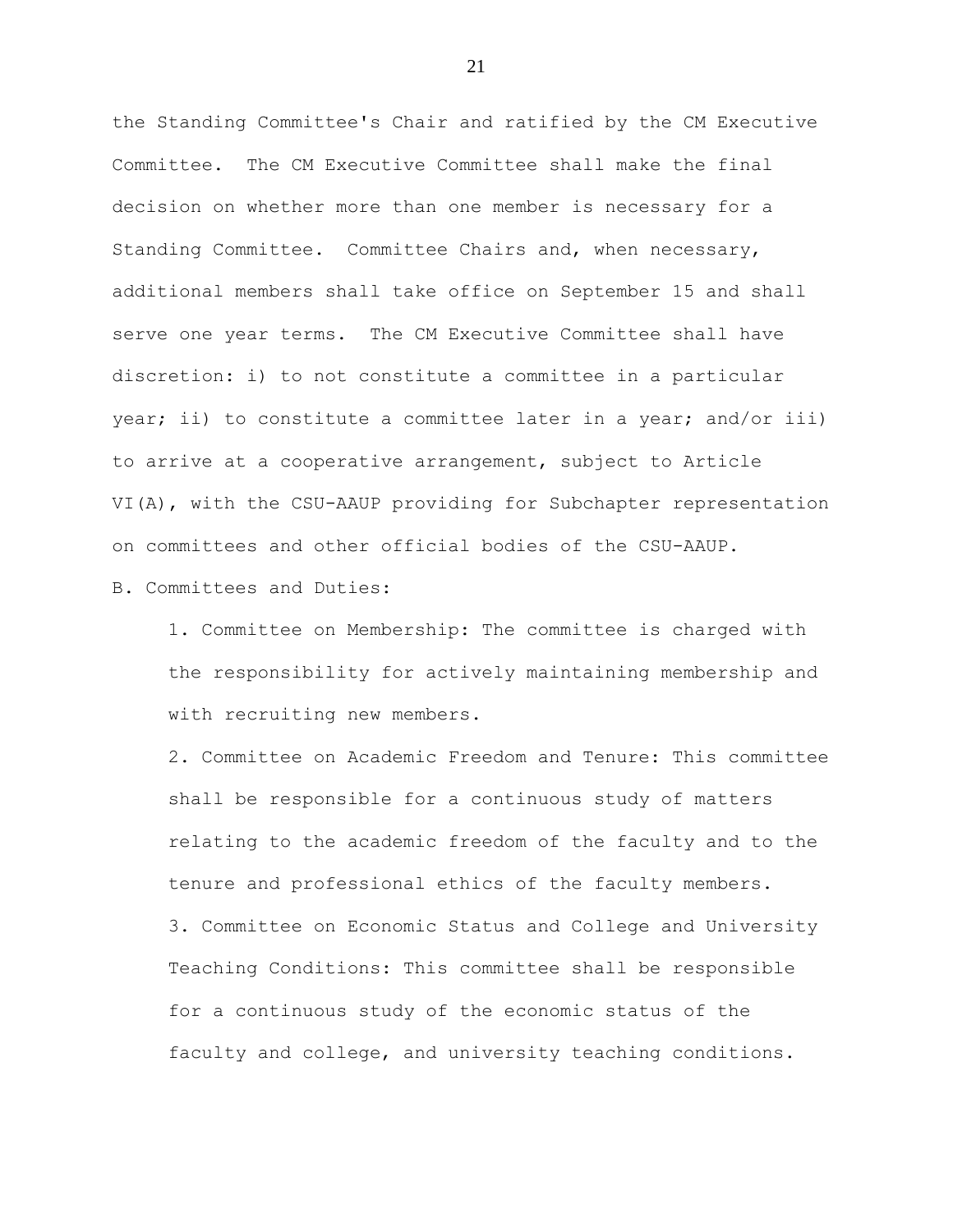the Standing Committee's Chair and ratified by the CM Executive Committee. The CM Executive Committee shall make the final decision on whether more than one member is necessary for a Standing Committee. Committee Chairs and, when necessary, additional members shall take office on September 15 and shall serve one year terms. The CM Executive Committee shall have discretion: i) to not constitute a committee in a particular year; ii) to constitute a committee later in a year; and/or iii) to arrive at a cooperative arrangement, subject to Article VI(A), with the CSU-AAUP providing for Subchapter representation on committees and other official bodies of the CSU-AAUP.

B. Committees and Duties:

1. Committee on Membership: The committee is charged with the responsibility for actively maintaining membership and with recruiting new members.

2. Committee on Academic Freedom and Tenure: This committee shall be responsible for a continuous study of matters relating to the academic freedom of the faculty and to the tenure and professional ethics of the faculty members.

3. Committee on Economic Status and College and University Teaching Conditions: This committee shall be responsible for a continuous study of the economic status of the faculty and college, and university teaching conditions.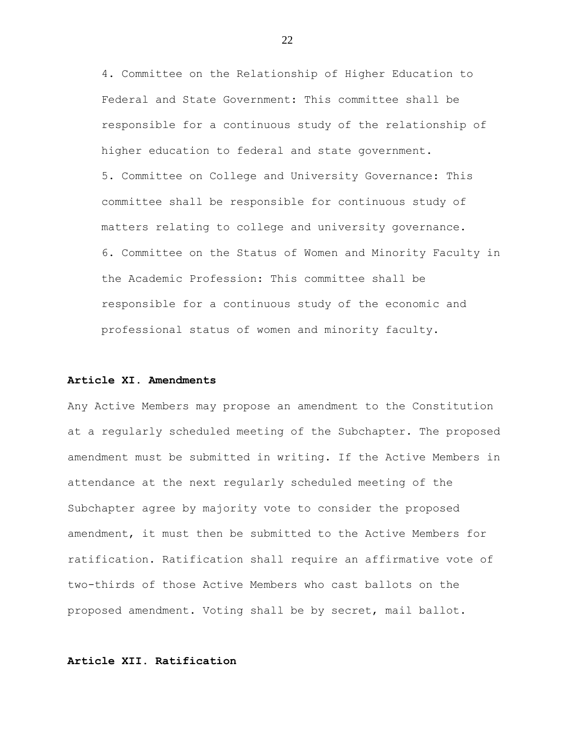4. Committee on the Relationship of Higher Education to Federal and State Government: This committee shall be responsible for a continuous study of the relationship of higher education to federal and state government.

5. Committee on College and University Governance: This committee shall be responsible for continuous study of matters relating to college and university governance.

6. Committee on the Status of Women and Minority Faculty in the Academic Profession: This committee shall be responsible for a continuous study of the economic and professional status of women and minority faculty.

**Article XI. Amendments**

Any Active Members may propose an amendment to the Constitution at a regularly scheduled meeting of the Subchapter. The proposed amendment must be submitted in writing. If the Active Members in attendance at the next regularly scheduled meeting of the Subchapter agree by majority vote to consider the proposed amendment, it must then be submitted to the Active Members for ratification. Ratification shall require an affirmative vote of two-thirds of those Active Members who cast ballots on the proposed amendment. Voting shall be by secret, mail ballot.

**Article XII. Ratification**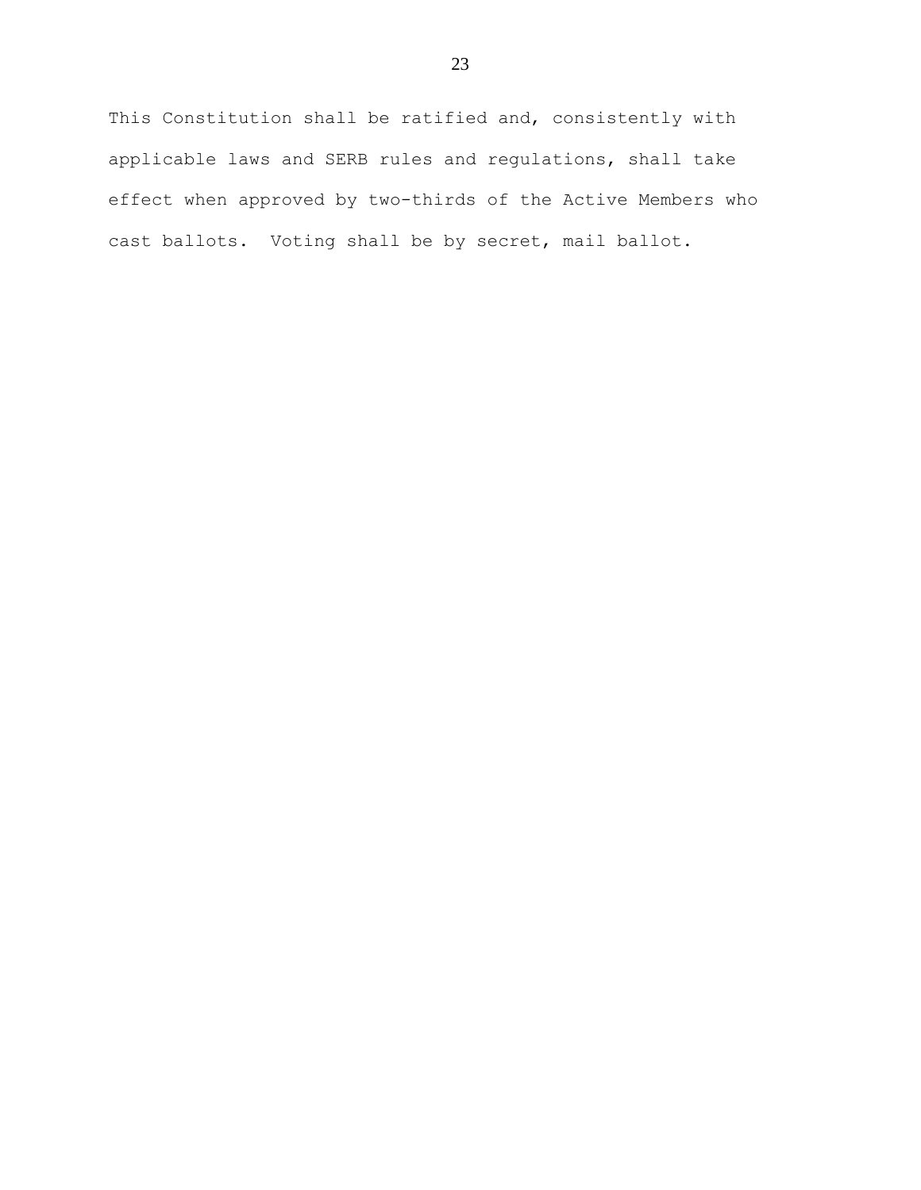This Constitution shall be ratified and, consistently with applicable laws and SERB rules and regulations, shall take effect when approved by two-thirds of the Active Members who cast ballots. Voting shall be by secret, mail ballot.